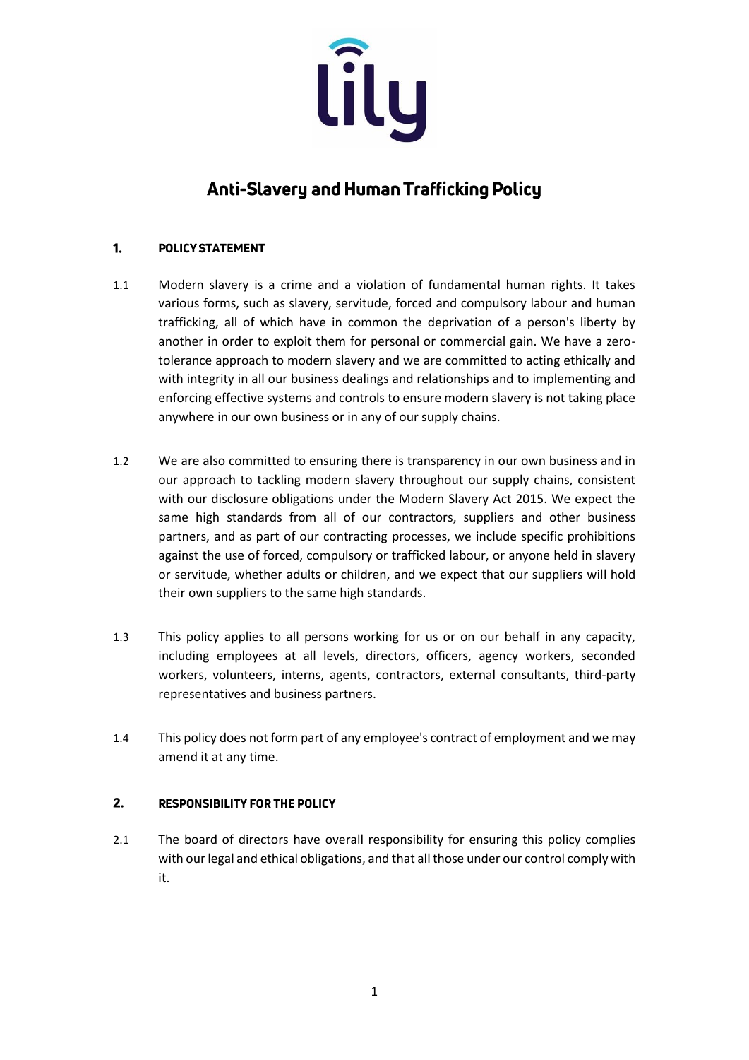# Anti-Slavery and Human Trafficking Policy

## 1. POLICY STATEMENT

1.1 Modern slavery is a crime and a violation of fundamental human rights. It takes various forms, such as slavery, servitude, forced and compulsory labour and human trafficking, all of which have in common the deprivation of a person's liberty by another in order to exploit them for personal or commercial gain. We have a zero-tolerance approach to modern slavery and we are committed to acting ethically and with integrity in all our business dealings and relationships and to implementing and enforcing effective systems and controls to ensure modern slavery is not taking place anywhere in our own business or in any of our supply chains.

1.2 We are also committed to ensuring there is transparency in our own business and in our approach to tackling modern slavery throughout our supply chains, consistent with our disclosure obligations under the Modern Slavery Act 2015. We expect the same high standards from all of our contractors, suppliers and other business partners, and as part of our contracting processes, we include specific prohibitions against the use of forced, compulsory or trafficked labour, or anyone held in slavery or servitude, whether adults or children, and we expect that our suppliers will hold their own suppliers to the same high standards.

1.3 This policy applies to all persons working for us or on our behalf in any capacity, including employees at all levels, directors, officers, agency workers, seconded workers, volunteers, interns, agents, contractors, external consultants, third-party representatives and business partners.

1.4 This policy does not form part of any employee's contract of employment and we may amend it at any time.

## 2. RESPONSIBILITY FOR THE POLICY

2.1 The board of directors have overall responsibility for ensuring this policy complies with our legal and ethical obligations, and that all those under our control comply with it.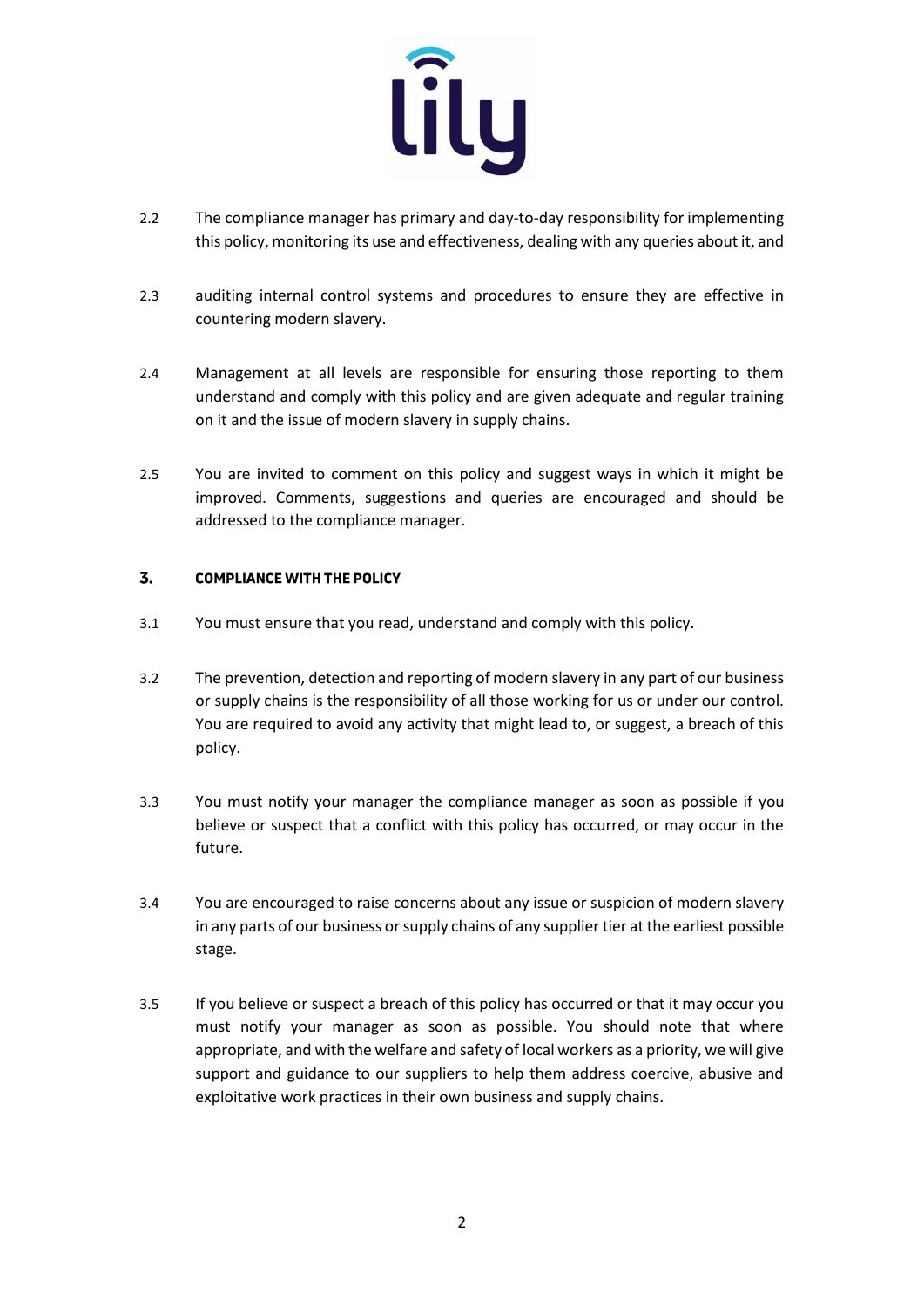2.2 The compliance manager has primary and day-to-day responsibility for implementing this policy, monitoring its use and effectiveness, dealing with any queries about it, and

2.3 auditing internal control systems and procedures to ensure they are effective in countering modern slavery.

2.4 Management at all levels are responsible for ensuring those reporting to them understand and comply with this policy and are given adequate and regular training on it and the issue of modern slavery in supply chains.

2.5 You are invited to comment on this policy and suggest ways in which it might be improved. Comments, suggestions and queries are encouraged and should be addressed to the compliance manager.

## 3. COMPLIANCE WITH THE POLICY

3.1 You must ensure that you read, understand and comply with this policy.

3.2 The prevention, detection and reporting of modern slavery in any part of our business or supply chains is the responsibility of all those working for us or under our control. You are required to avoid any activity that might lead to, or suggest, a breach of this policy.

3.3 You must notify your manager the compliance manager as soon as possible if you believe or suspect that a conflict with this policy has occurred, or may occur in the future.

3.4 You are encouraged to raise concerns about any issue or suspicion of modern slavery in any parts of our business or supply chains of any supplier tier at the earliest possible stage.

3.5 If you believe or suspect a breach of this policy has occurred or that it may occur you must notify your manager as soon as possible. You should note that where appropriate, and with the welfare and safety of local workers as a priority, we will give support and guidance to our suppliers to help them address coercive, abusive and exploitative work practices in their own business and supply chains.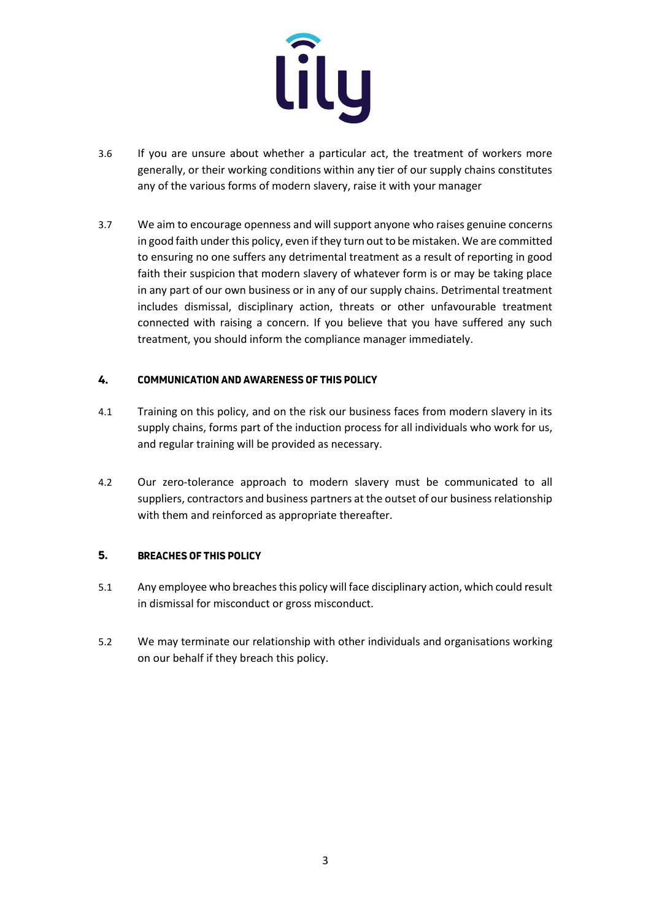3.6 If you are unsure about whether a particular act, the treatment of workers more generally, or their working conditions within any tier of our supply chains constitutes any of the various forms of modern slavery, raise it with your manager

3.7 We aim to encourage openness and will support anyone who raises genuine concerns in good faith under this policy, even if they turn out to be mistaken. We are committed to ensuring no one suffers any detrimental treatment as a result of reporting in good faith their suspicion that modern slavery of whatever form is or may be taking place in any part of our own business or in any of our supply chains. Detrimental treatment includes dismissal, disciplinary action, threats or other unfavourable treatment connected with raising a concern. If you believe that you have suffered any such treatment, you should inform the compliance manager immediately.

## 4. COMMUNICATION AND AWARENESS OF THIS POLICY

4.1 Training on this policy, and on the risk our business faces from modern slavery in its supply chains, forms part of the induction process for all individuals who work for us, and regular training will be provided as necessary.

4.2 Our zero-tolerance approach to modern slavery must be communicated to all suppliers, contractors and business partners at the outset of our business relationship with them and reinforced as appropriate thereafter.

## 5. BREACHES OF THIS POLICY

5.1 Any employee who breaches this policy will face disciplinary action, which could result in dismissal for misconduct or gross misconduct.

5.2 We may terminate our relationship with other individuals and organisations working on our behalf if they breach this policy.